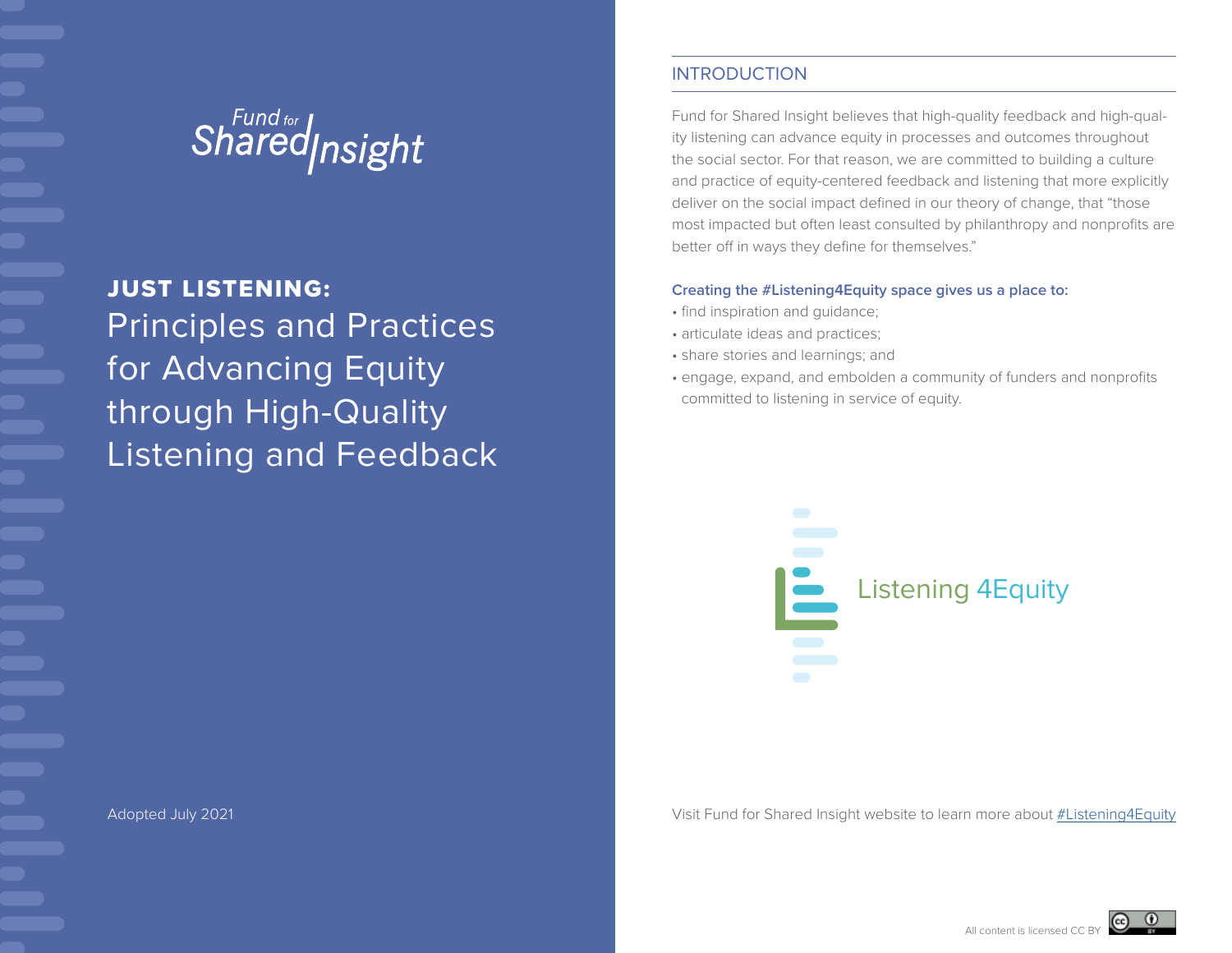Fund for Shared Insight

# JUST LISTENING: Principles and Practices for Advancing Equity through High-Quality Listening and Feedback

Adopted July 2021

## INTRODUCTION

Fund for Shared Insight believes that high-quality feedback and high-quality listening can advance equity in processes and outcomes throughout the social sector. For that reason, we are committed to building a culture and practice of equity-centered feedback and listening that more explicitly deliver on the social impact defined in our theory of change, that "those most impacted but often least consulted by philanthropy and nonprofits are better off in ways they define for themselves."

**Creating the #Listening4Equity space gives us a place to:**

- find inspiration and guidance;
- articulate ideas and practices;
- share stories and learnings; and
- engage, expand, and embolden a community of funders and nonprofits committed to listening in service of equity.

Listening 4Equity

Visit Fund for Shared Insight website to learn more about #Listening4Equity

All content is licensed CC BY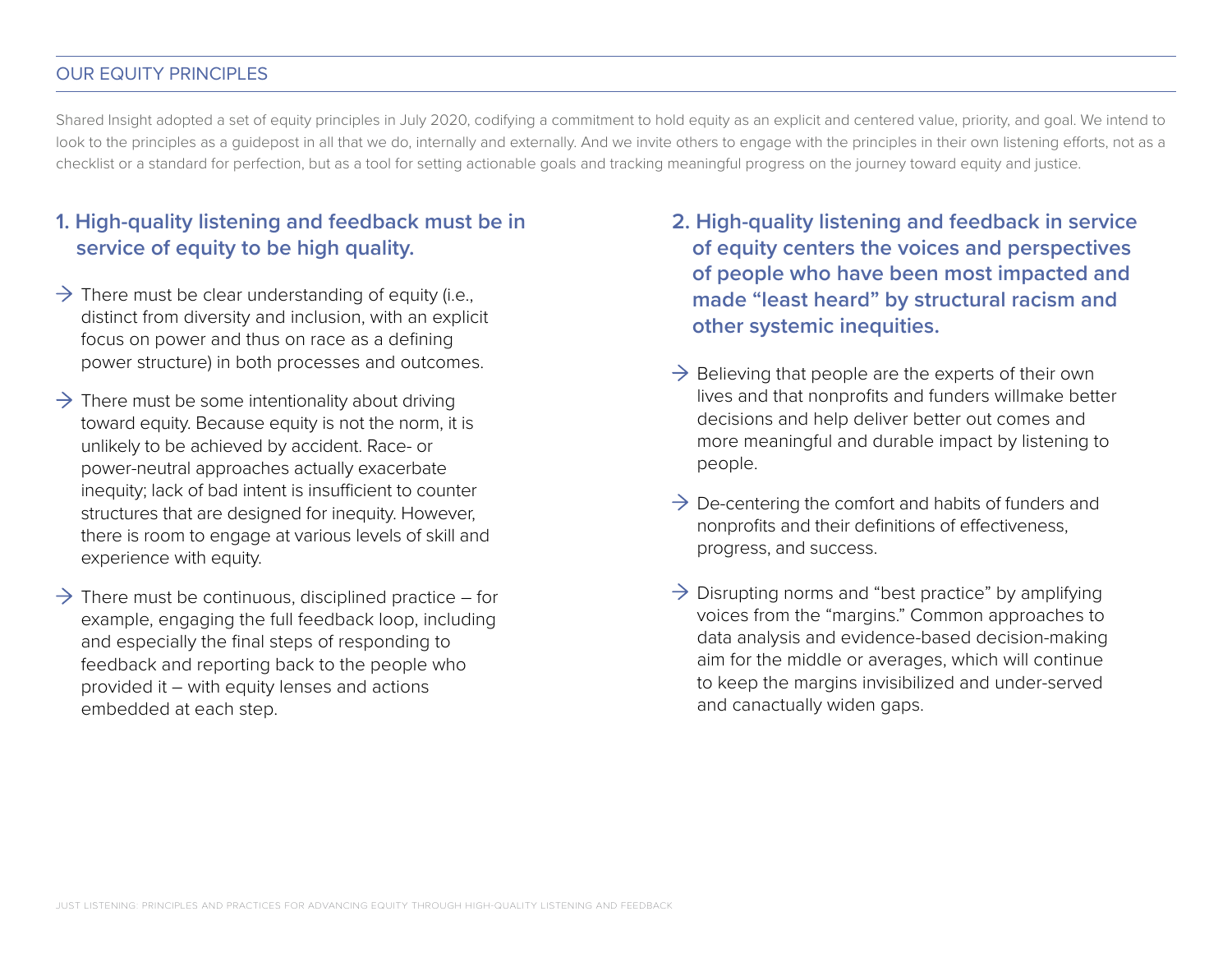## OUR EQUITY PRINCIPLES

Shared Insight adopted a set of equity principles in July 2020, codifying a commitment to hold equity as an explicit and centered value, priority, and goal. We intend to look to the principles as a guidepost in all that we do, internally and externally. And we invite others to engage with the principles in their own listening efforts, not as a checklist or a standard for perfection, but as a tool for setting actionable goals and tracking meaningful progress on the journey toward equity and justice.

### 1. High-quality listening and feedback must be in service of equity to be high quality.

- There must be clear understanding of equity (i.e., distinct from diversity and inclusion, with an explicit focus on power and thus on race as a defining power structure) in both processes and outcomes.
- There must be some intentionality about driving toward equity. Because equity is not the norm, it is unlikely to be achieved by accident. Race- or power-neutral approaches actually exacerbate inequity; lack of bad intent is insufficient to counter structures that are designed for inequity. However, there is room to engage at various levels of skill and experience with equity.
- There must be continuous, disciplined practice – for example, engaging the full feedback loop, including and especially the final steps of responding to feedback and reporting back to the people who provided it – with equity lenses and actions embedded at each step.

### 2. High-quality listening and feedback in service of equity centers the voices and perspectives of people who have been most impacted and made "least heard" by structural racism and other systemic inequities.

- Believing that people are the experts of their own lives and that nonprofits and funders willmake better decisions and help deliver better out comes and more meaningful and durable impact by listening to people.
- De-centering the comfort and habits of funders and nonprofits and their definitions of effectiveness, progress, and success.
- Disrupting norms and "best practice" by amplifying voices from the "margins." Common approaches to data analysis and evidence-based decision-making aim for the middle or averages, which will continue to keep the margins invisibilized and under-served and canactually widen gaps.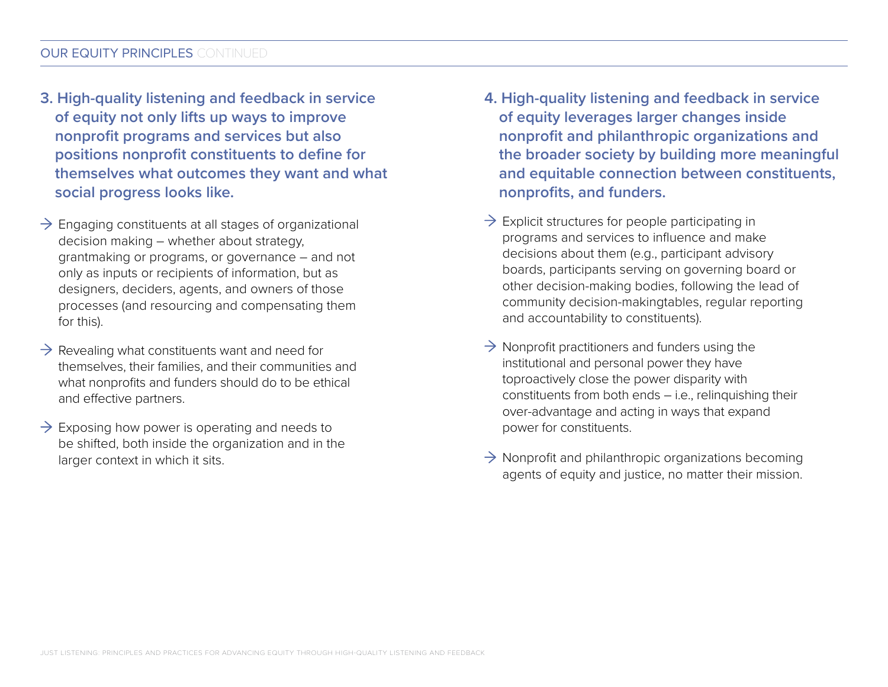## OUR EQUITY PRINCIPLES CONTINUED

### 3. High-quality listening and feedback in service of equity not only lifts up ways to improve nonprofit programs and services but also positions nonprofit constituents to define for themselves what outcomes they want and what social progress looks like.

- Engaging constituents at all stages of organizational decision making – whether about strategy, grantmaking or programs, or governance – and not only as inputs or recipients of information, but as designers, deciders, agents, and owners of those processes (and resourcing and compensating them for this).
- Revealing what constituents want and need for themselves, their families, and their communities and what nonprofits and funders should do to be ethical and effective partners.
- Exposing how power is operating and needs to be shifted, both inside the organization and in the larger context in which it sits.

### 4. High-quality listening and feedback in service of equity leverages larger changes inside nonprofit and philanthropic organizations and the broader society by building more meaningful and equitable connection between constituents, nonprofits, and funders.

- Explicit structures for people participating in programs and services to influence and make decisions about them (e.g., participant advisory boards, participants serving on governing board or other decision-making bodies, following the lead of community decision-makingtables, regular reporting and accountability to constituents).
- Nonprofit practitioners and funders using the institutional and personal power they have toproactively close the power disparity with constituents from both ends – i.e., relinquishing their over-advantage and acting in ways that expand power for constituents.
- Nonprofit and philanthropic organizations becoming agents of equity and justice, no matter their mission.